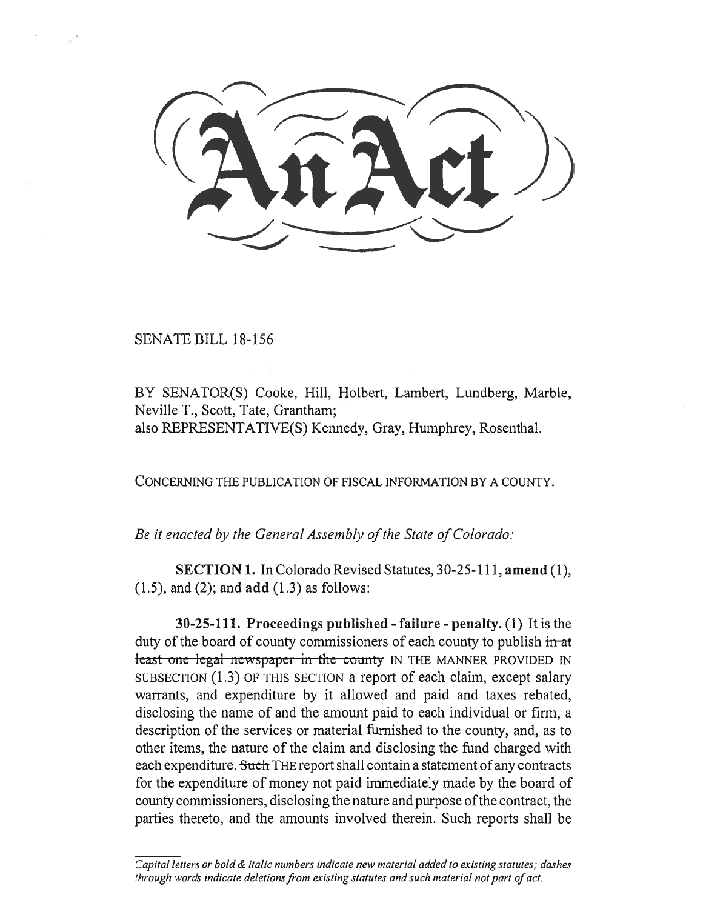# An Act

SENATE BILL 18-156

BY SENATOR(S) Cooke, Hill, Holbert, Lambert, Lundberg, Marble, Neville T., Scott, Tate, Grantham;
also REPRESENTATIVE(S) Kennedy, Gray, Humphrey, Rosenthal.

CONCERNING THE PUBLICATION OF FISCAL INFORMATION BY A COUNTY.

*Be it enacted by the General Assembly of the State of Colorado:*

**SECTION 1.** In Colorado Revised Statutes, 30-25-111, **amend** (1), (1.5), and (2); and **add** (1.3) as follows:

**30-25-111. Proceedings published - failure - penalty.** (1) It is the duty of the board of county commissioners of each county to publish ~~in at least one legal newspaper in the county~~ IN THE MANNER PROVIDED IN SUBSECTION (1.3) OF THIS SECTION a report of each claim, except salary warrants, and expenditure by it allowed and paid and taxes rebated, disclosing the name of and the amount paid to each individual or firm, a description of the services or material furnished to the county, and, as to other items, the nature of the claim and disclosing the fund charged with each expenditure. ~~Such~~ THE report shall contain a statement of any contracts for the expenditure of money not paid immediately made by the board of county commissioners, disclosing the nature and purpose of the contract, the parties thereto, and the amounts involved therein. Such reports shall be

*Capital letters or bold & italic numbers indicate new material added to existing statutes; dashes through words indicate deletions from existing statutes and such material not part of act.*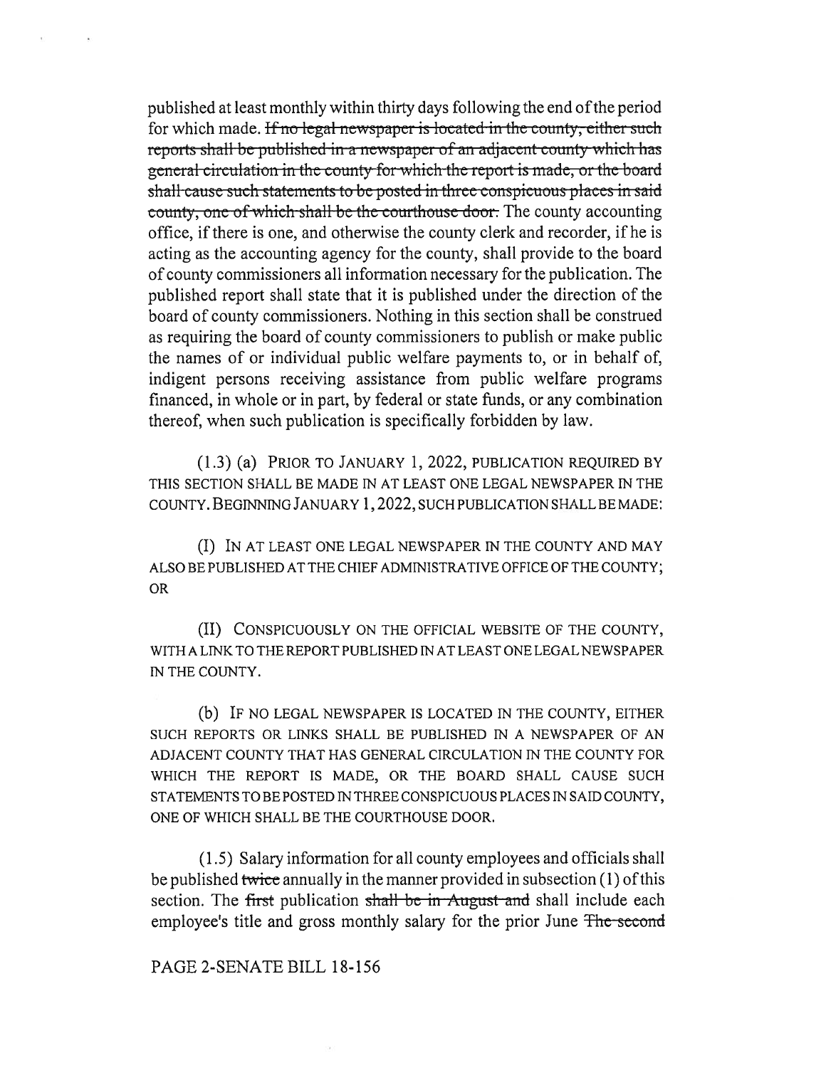published at least monthly within thirty days following the end of the period for which made. ~~If no legal newspaper is located in the county, either such reports shall be published in a newspaper of an adjacent county which has general circulation in the county for which the report is made, or the board shall cause such statements to be posted in three conspicuous places in said county, one of which shall be the courthouse door.~~ The county accounting office, if there is one, and otherwise the county clerk and recorder, if he is acting as the accounting agency for the county, shall provide to the board of county commissioners all information necessary for the publication. The published report shall state that it is published under the direction of the board of county commissioners. Nothing in this section shall be construed as requiring the board of county commissioners to publish or make public the names of or individual public welfare payments to, or in behalf of, indigent persons receiving assistance from public welfare programs financed, in whole or in part, by federal or state funds, or any combination thereof, when such publication is specifically forbidden by law.

(1.3) (a) PRIOR TO JANUARY 1, 2022, PUBLICATION REQUIRED BY THIS SECTION SHALL BE MADE IN AT LEAST ONE LEGAL NEWSPAPER IN THE COUNTY. BEGINNING JANUARY 1, 2022, SUCH PUBLICATION SHALL BE MADE:

(I) IN AT LEAST ONE LEGAL NEWSPAPER IN THE COUNTY AND MAY ALSO BE PUBLISHED AT THE CHIEF ADMINISTRATIVE OFFICE OF THE COUNTY; OR

(II) CONSPICUOUSLY ON THE OFFICIAL WEBSITE OF THE COUNTY, WITH A LINK TO THE REPORT PUBLISHED IN AT LEAST ONE LEGAL NEWSPAPER IN THE COUNTY.

(b) IF NO LEGAL NEWSPAPER IS LOCATED IN THE COUNTY, EITHER SUCH REPORTS OR LINKS SHALL BE PUBLISHED IN A NEWSPAPER OF AN ADJACENT COUNTY THAT HAS GENERAL CIRCULATION IN THE COUNTY FOR WHICH THE REPORT IS MADE, OR THE BOARD SHALL CAUSE SUCH STATEMENTS TO BE POSTED IN THREE CONSPICUOUS PLACES IN SAID COUNTY, ONE OF WHICH SHALL BE THE COURTHOUSE DOOR.

(1.5) Salary information for all county employees and officials shall be published ~~twice~~ annually in the manner provided in subsection (1) of this section. The ~~first~~ publication ~~shall be in August and~~ shall include each employee's title and gross monthly salary for the prior June ~~The second~~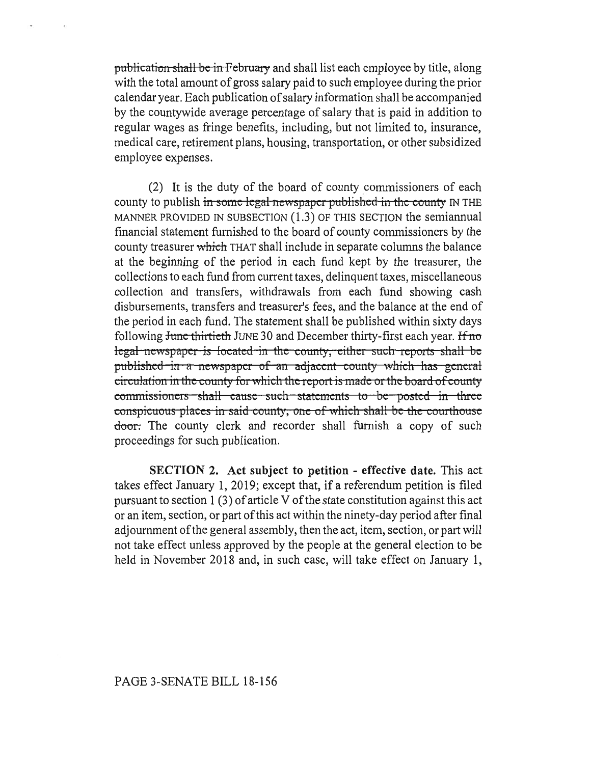~~publication shall be in February~~ and shall list each employee by title, along with the total amount of gross salary paid to such employee during the prior calendar year. Each publication of salary information shall be accompanied by the countywide average percentage of salary that is paid in addition to regular wages as fringe benefits, including, but not limited to, insurance, medical care, retirement plans, housing, transportation, or other subsidized employee expenses.

(2) It is the duty of the board of county commissioners of each county to publish ~~in some legal newspaper published in the county~~ IN THE MANNER PROVIDED IN SUBSECTION (1.3) OF THIS SECTION the semiannual financial statement furnished to the board of county commissioners by the county treasurer ~~which~~ THAT shall include in separate columns the balance at the beginning of the period in each fund kept by the treasurer, the collections to each fund from current taxes, delinquent taxes, miscellaneous collection and transfers, withdrawals from each fund showing cash disbursements, transfers and treasurer's fees, and the balance at the end of the period in each fund. The statement shall be published within sixty days following ~~June thirtieth~~ JUNE 30 and December thirty-first each year. ~~If no legal newspaper is located in the county, either such reports shall be published in a newspaper of an adjacent county which has general circulation in the county for which the report is made or the board of county commissioners shall cause such statements to be posted in three conspicuous places in said county, one of which shall be the courthouse door.~~ The county clerk and recorder shall furnish a copy of such proceedings for such publication.

**SECTION 2. Act subject to petition - effective date.** This act takes effect January 1, 2019; except that, if a referendum petition is filed pursuant to section 1 (3) of article V of the state constitution against this act or an item, section, or part of this act within the ninety-day period after final adjournment of the general assembly, then the act, item, section, or part will not take effect unless approved by the people at the general election to be held in November 2018 and, in such case, will take effect on January 1,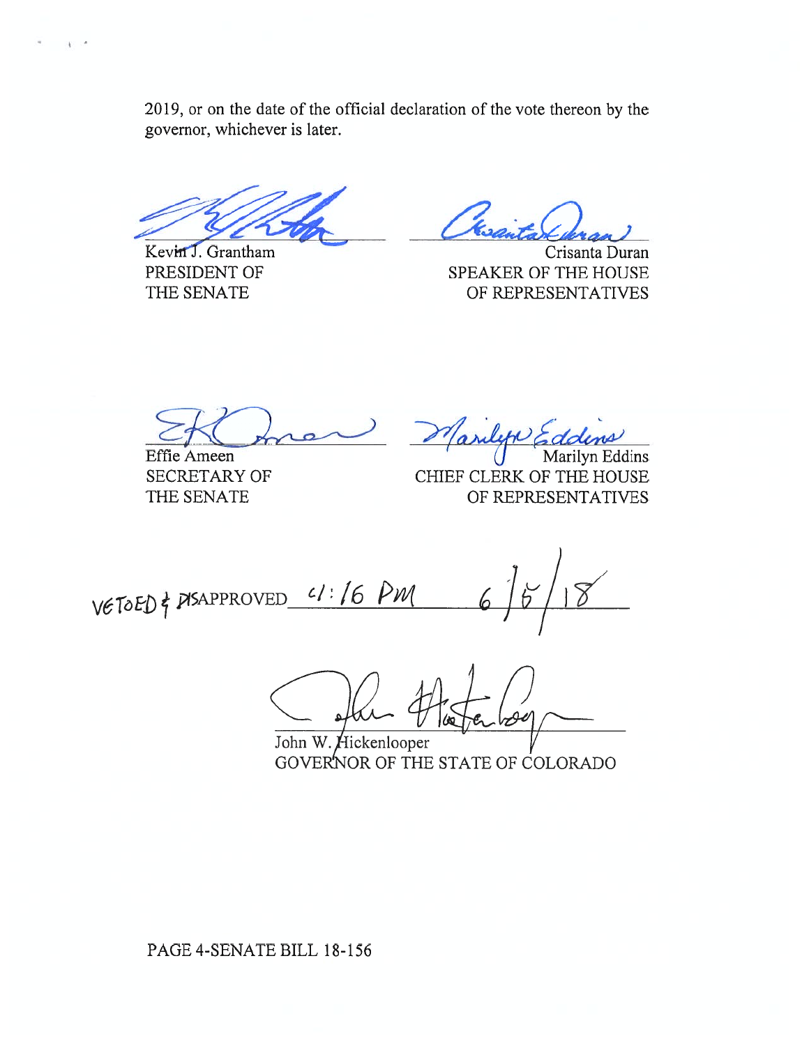2019, or on the date of the official declaration of the vote thereon by the governor, whichever is later.

Kevin J. Grantham
PRESIDENT OF
THE SENATE

Crisanta Duran
SPEAKER OF THE HOUSE
OF REPRESENTATIVES

Effie Ameen
SECRETARY OF
THE SENATE

Marilyn Eddins
CHIEF CLERK OF THE HOUSE
OF REPRESENTATIVES

VETOED & DISAPPROVED 4:16 PM 6/5/18

John W. Hickenlooper
GOVERNOR OF THE STATE OF COLORADO

PAGE 4-SENATE BILL 18-156